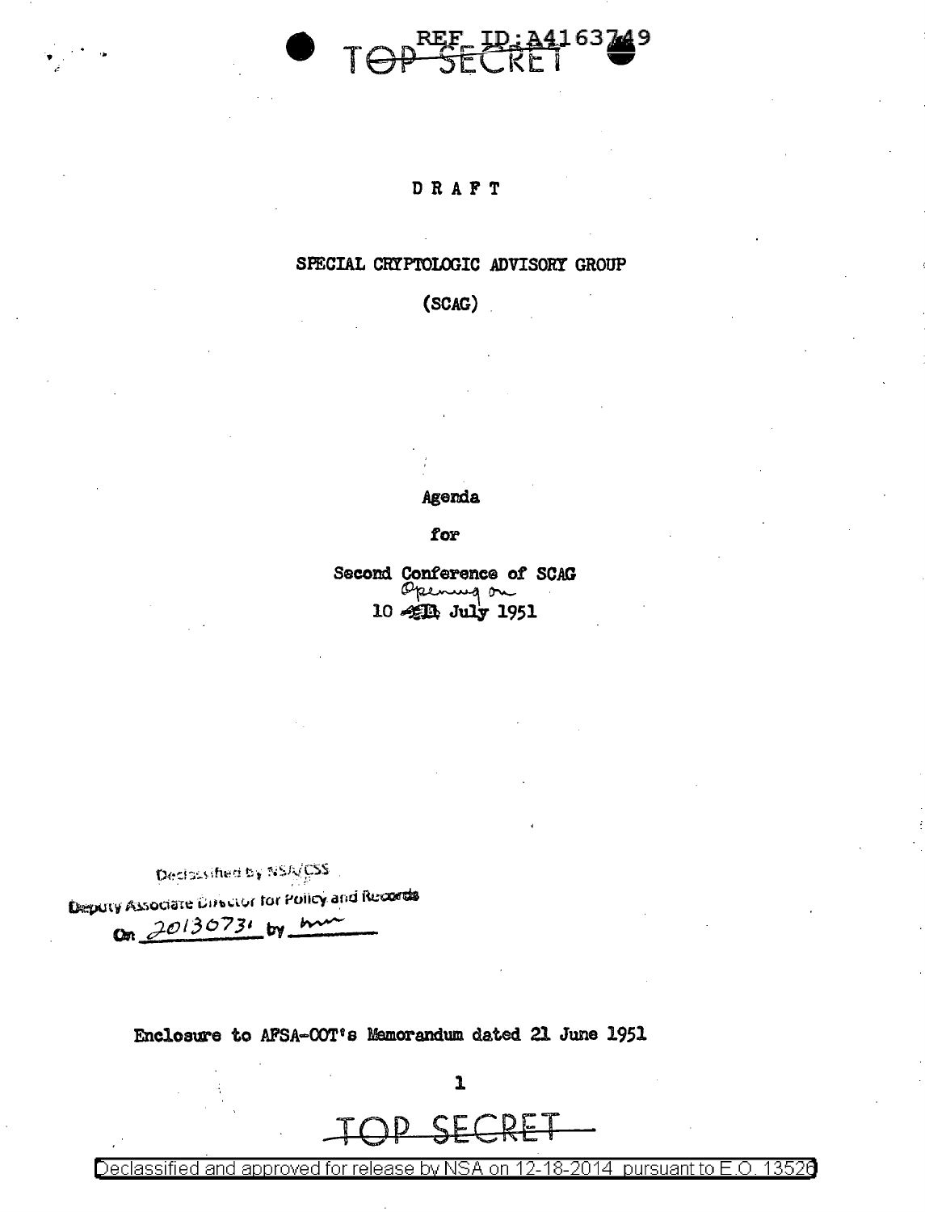TOP SECRET

DRAFT

# SPECIAL CRYPTOLOGIC ADVISORY GROUP

## (SCAG)

Agenda

for

Second Conference of SCAG
Opening on
10 July 1951

Declassified by NSA/CSS
Deputy Associate Director for Policy and Records
On 20130731 by

Enclosure to AFSA-OOT's Memorandum dated 21 June 1951

TOP SECRET

Declassified and approved for release by NSA on 12-18-2014 pursuant to E.O. 13526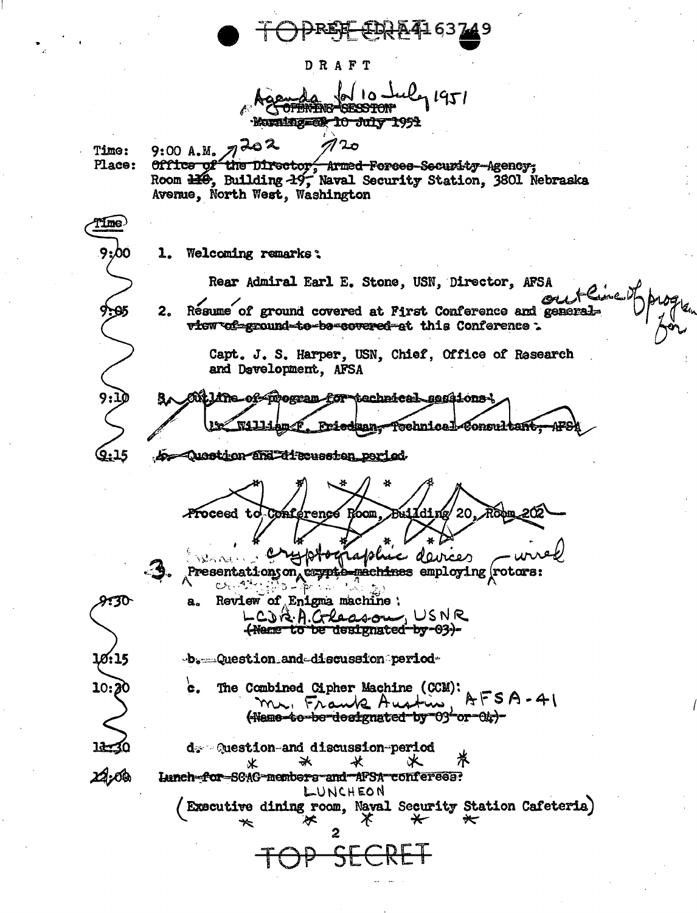TOP SECRET REF ID:A4163749

DRAFT

Agenda for 10 July 1951

~~OPENING SESSION~~
~~Morning of 10 July 1951~~

Time: 9:00 A.M. 202 120
Place: ~~Office of the Director, Armed Forces Security Agency,~~ Room ~~110~~, Building ~~19~~, Naval Security Station, 3801 Nebraska Avenue, North West, Washington

| Time | |
|---|---|
| 9:00 | 1. Welcoming remarks: Rear Admiral Earl E. Stone, USN, Director, AFSA |
| 9:05 | 2. Résumé of ground covered at First Conference and ~~general view of ground to be covered at this Conference~~ outline of program for: Capt. J. S. Harper, USN, Chief, Office of Research and Development, AFSA |
| 9:10 | ~~3. Outline of program for technical sessions: Mr. William F. Friedman, Technical Consultant, AFSA~~ |
| 9:15 | ~~4. Question and discussion period~~ |

~~Proceed to Conference Room, Building 20, Room 202~~

3. Presentations on ~~crypto-machines~~ cryptographic devices employing ~~rotors~~ wired rotors:

| Time | |
|---|---|
| ~~9:30~~ | a. Review of Enigma machine: LCDR. A. Gleason, USNR ~~(Name to be designated by 03)~~ |
| 10:15 | ~~b. Question and discussion period~~ |
| 10:20 | c. The Combined Cipher Machine (CCM): Mr. Frank Austin, AFSA-41 ~~(Name to be designated by 03 or 04)~~ |
| 11:30 | ~~d. Question and discussion period~~ |
| 12:00 | ~~Lunch for SCAG members and AFSA conferees:~~ LUNCHEON (Executive dining room, Naval Security Station Cafeteria) |

TOP SECRET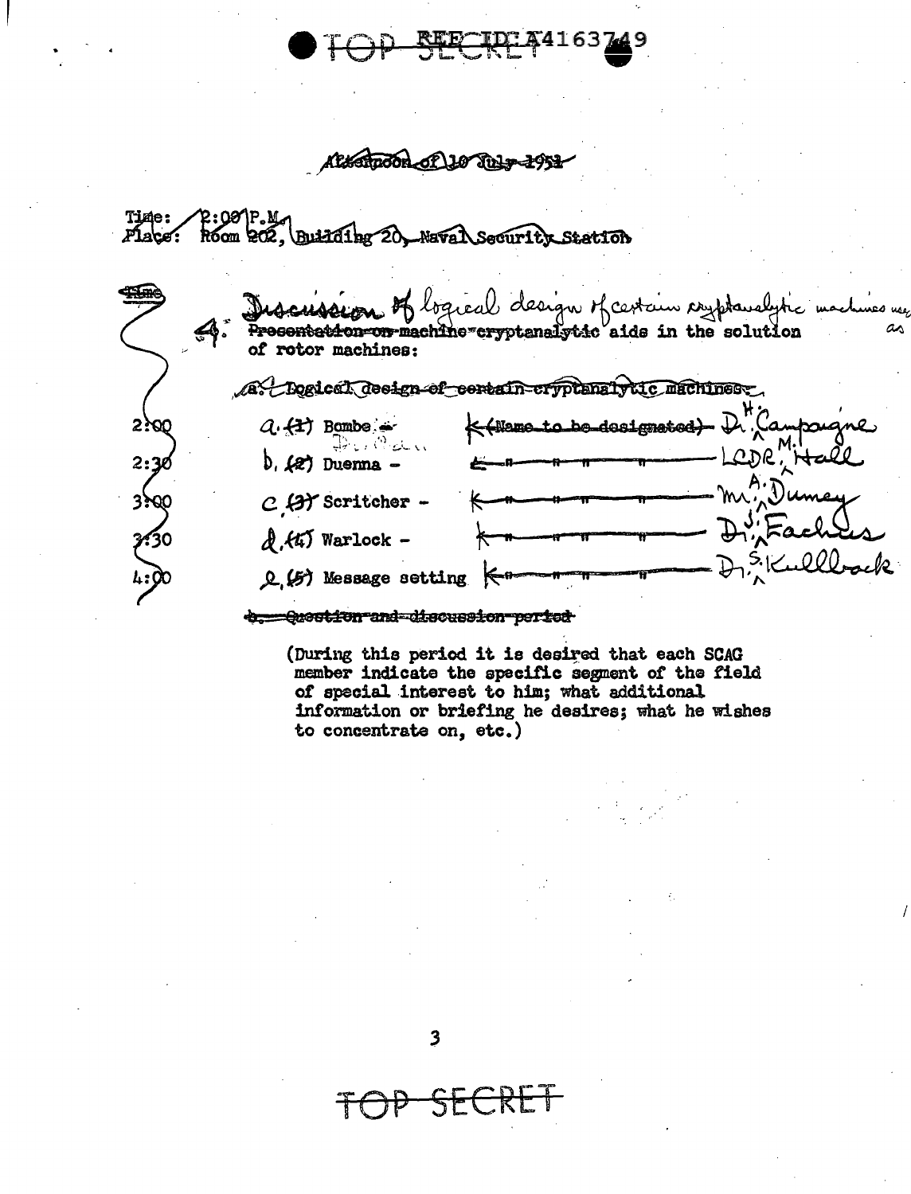TOP SECRET REF ID:A4163749

Afternoon of 10 July 1951

Time: 2:00 P.M.
Place: Room 202, Building 20, Naval Security Station

4. Discussion of logical design of certain cryptanalytic machines used as ~~Presentation on machine cryptanalytic~~ aids in the solution of rotor machines:

~~a. Logical design of certain cryptanalytic machines:~~

| Time | | |
|---|---|---|
| 2:00 | a. ~~(1)~~ Bombe - Duenna | ~~(Name to be designated)~~ Dr. H. Campaigne |
| 2:30 | b. ~~(2)~~ Duenna - | LCDR. M. Hall |
| 3:00 | c. ~~(3)~~ Scritcher - | Mr. A. Dumey |
| 3:30 | d. ~~(4)~~ Warlock - | Dr. J. Eachus |
| 4:00 | e. ~~(5)~~ Message setting | Dr. S. Kullback |

~~b. Question and discussion period~~

(During this period it is desired that each SCAG member indicate the specific segment of the field of special interest to him; what additional information or briefing he desires; what he wishes to concentrate on, etc.)

TOP SECRET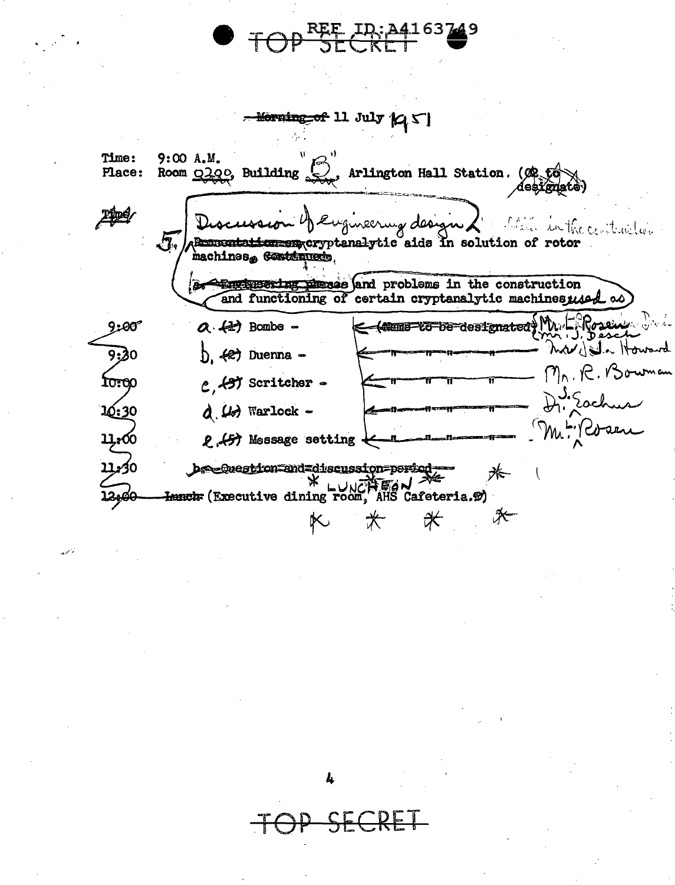REF ID:A4163749

TOP SECRET

Morning of 11 July 1951

Time: 9:00 A.M.
Place: Room 0200, Building "B", Arlington Hall Station. (G2 to designate)

5. Discussion of engineering design & cryptanalytic aids in solution of rotor machines.

a. and problems in the construction and functioning of certain cryptanalytic machines used as

| Time | Item | Speaker |
|---|---|---|
| 9:00 | a. Bombe - | Mr. F. Rosen / Mr. J. Desch |
| 9:30 | b. Duenna - | Mr. J. Howard |
| 10:00 | c. Scritcher - | Mr. R. Bowman |
| 10:30 | d. Warlock - | Dr. S. Zachus |
| 11:00 | e. Message setting | Mr. L. Rosen |

11:30

12:00 * LUNCHEON * (Executive dining room, AHS Cafeteria.)

\* \* \* \*

TOP SECRET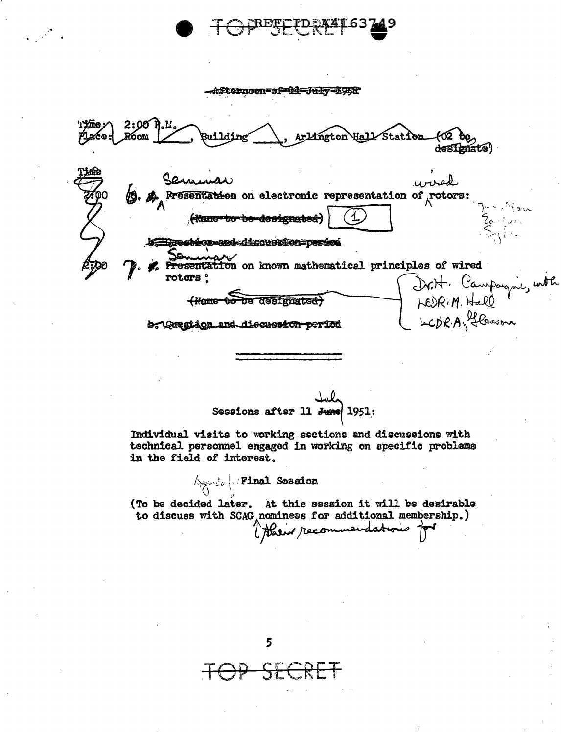~~Afternoon of 11 July 1951~~

Time: 2:00 P.M.
Place: Room ____, Building ____, Arlington Hall Station (02 to designate)

Time

2:00 6. ~~a.~~ Seminar ~~Presentation~~ on electronic representation of wired rotors:

~~(Name to be designated)~~ (1)

~~b. Question and discussion period~~

2:00 7. ~~a.~~ Seminar ~~Presentation~~ on known mathematical principles of wired rotors:

~~(Name to be designated)~~ Dr. H. Campaigne, with LCDR. M. Hall, LCDR. A. Gleason

~~b. Question and discussion period~~

---

Sessions after 11 ~~June~~ July 1951:

Individual visits to working sections and discussions with technical personnel engaged in working on specific problems in the field of interest.

Final Session

(To be decided later. At this session it will be desirable to discuss with SCAG nominees ~~for additional membership.)~~ their recommendations for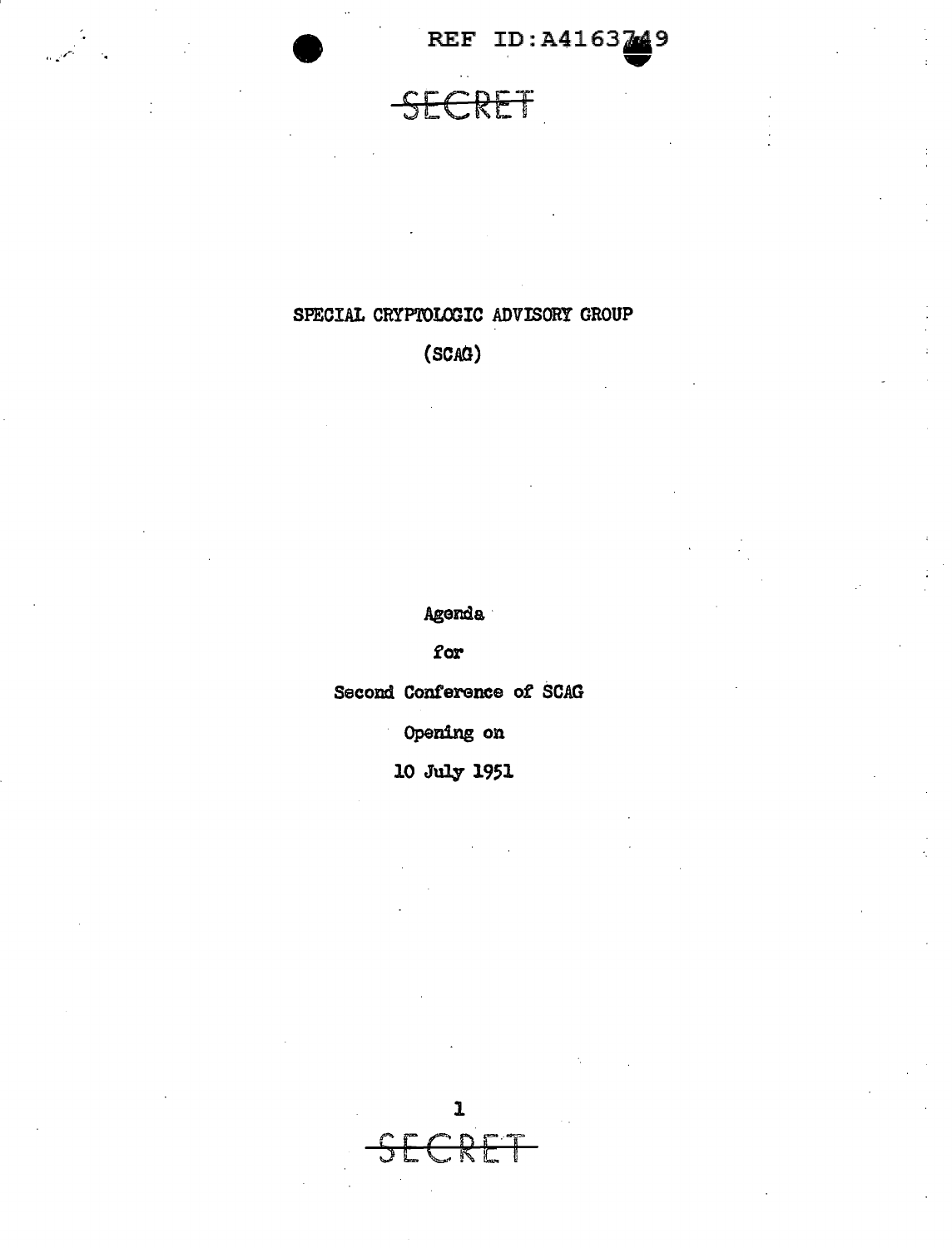REF ID:A4163749

~~SECRET~~

# SPECIAL CRYPTOLOGIC ADVISORY GROUP

(SCAG)

Agenda

for

Second Conference of SCAG

Opening on

10 July 1951

~~SECRET~~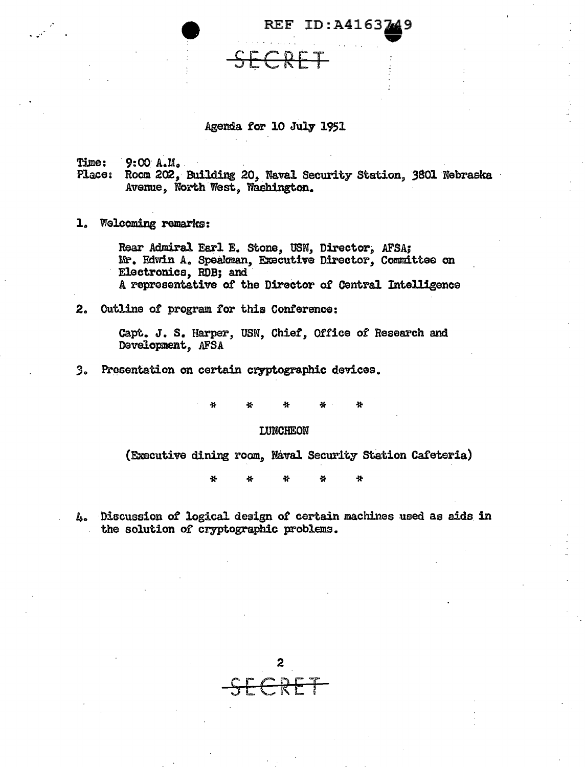## Agenda for 10 July 1951

Time: 9:00 A.M.
Place: Room 202, Building 20, Naval Security Station, 3801 Nebraska Avenue, North West, Washington.

1. Welcoming remarks:

   Rear Admiral Earl E. Stone, USN, Director, AFSA;
   Mr. Edwin A. Speakman, Executive Director, Committee on Electronics, RDB; and
   A representative of the Director of Central Intelligence

2. Outline of program for this Conference:

   Capt. J. S. Harper, USN, Chief, Office of Research and Development, AFSA

3. Presentation on certain cryptographic devices.

\* \* \* \* \*

LUNCHEON

(Executive dining room, Naval Security Station Cafeteria)

\* \* \* \* \*

4. Discussion of logical design of certain machines used as aids in the solution of cryptographic problems.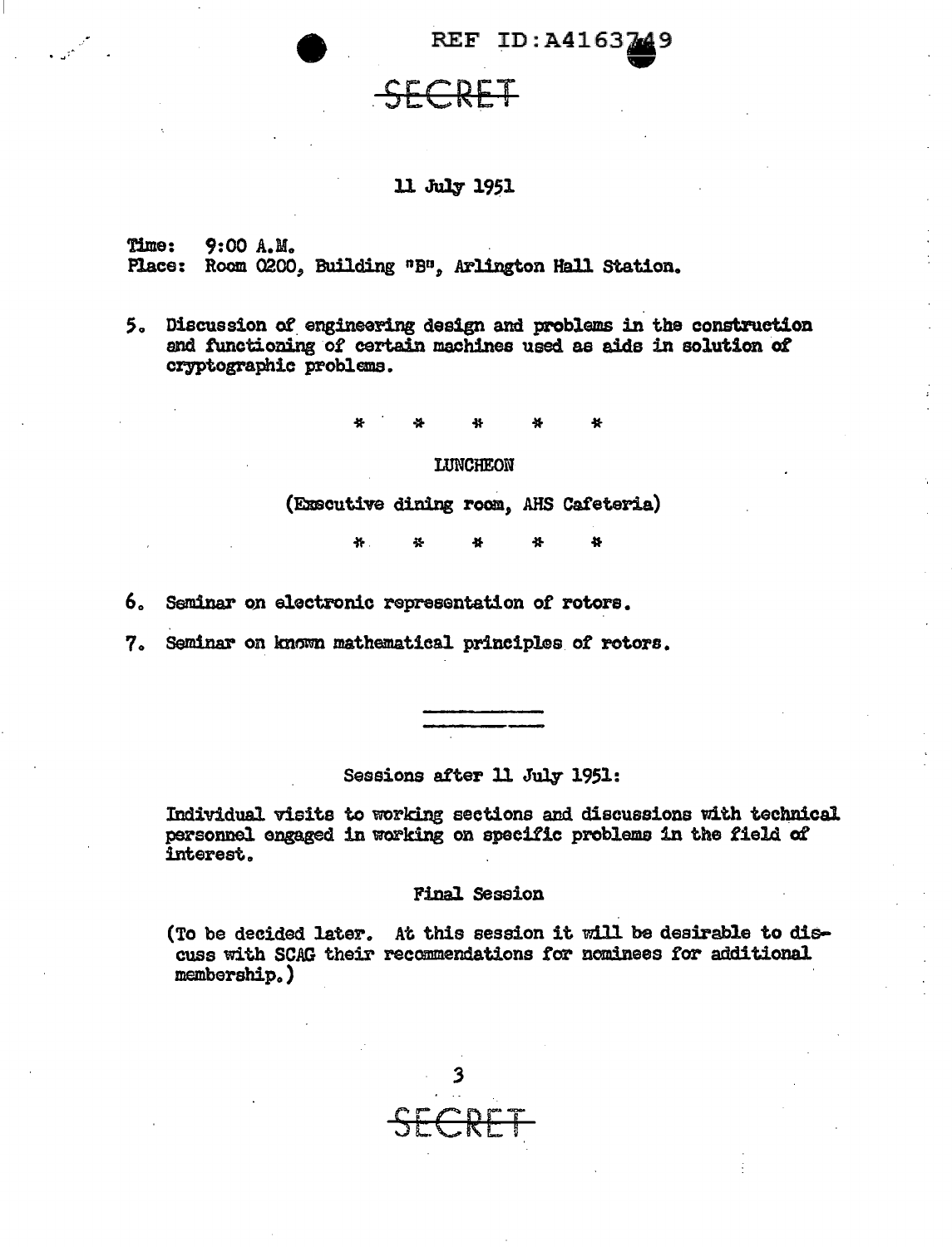SECRET

**11 July 1951**

Time: 9:00 A.M.
Place: Room 0200, Building "B", Arlington Hall Station.

5. Discussion of engineering design and problems in the construction and functioning of certain machines used as aids in solution of cryptographic problems.

\* \* \* \* \*

LUNCHEON

(Executive dining room, AHS Cafeteria)

\* \* \* \* \*

6. Seminar on electronic representation of rotors.

7. Seminar on known mathematical principles of rotors.

---

Sessions after 11 July 1951:

Individual visits to working sections and discussions with technical personnel engaged in working on specific problems in the field of interest.

Final Session

(To be decided later. At this session it will be desirable to discuss with SCAG their recommendations for nominees for additional membership.)

SECRET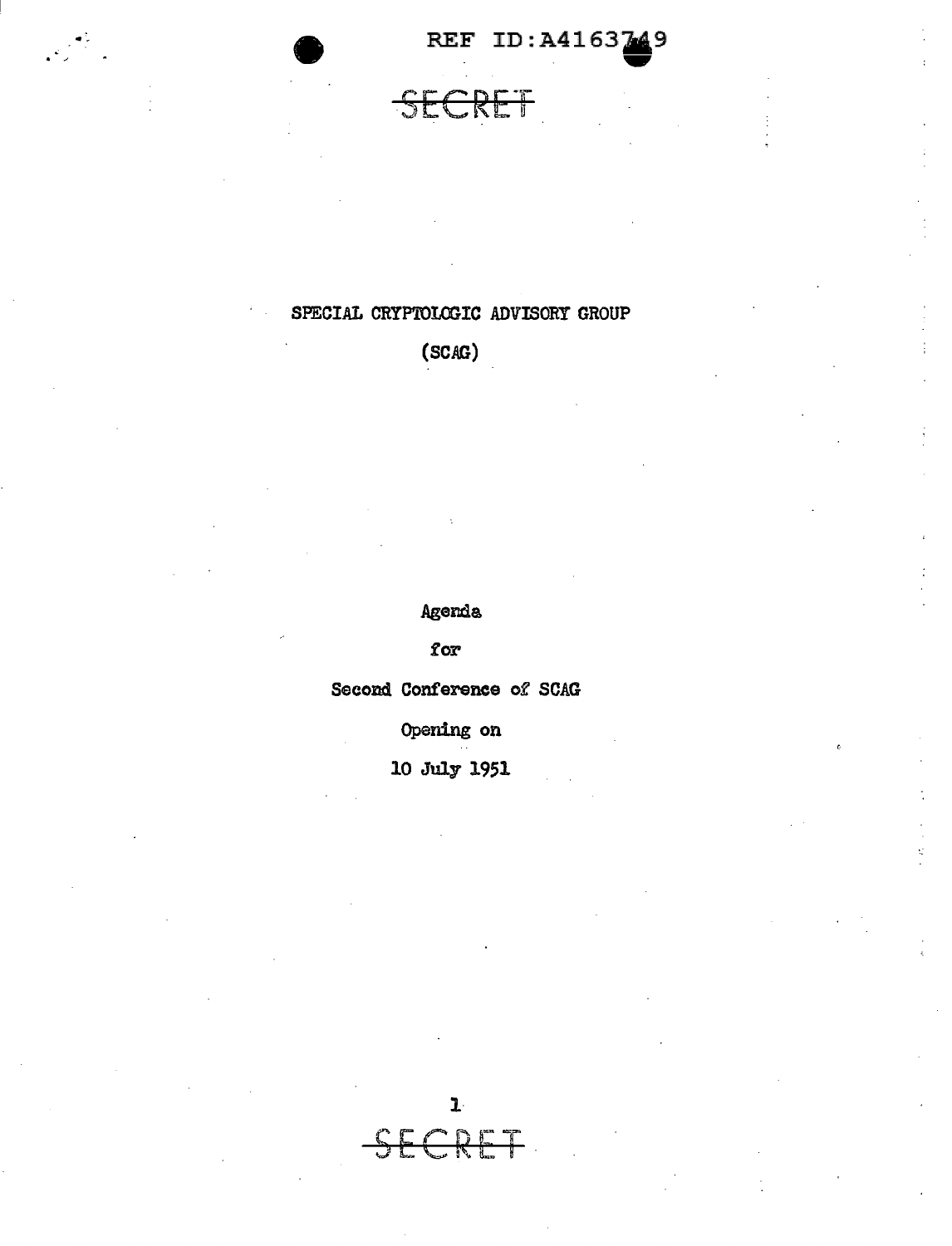REF ID:A4163749

SECRET

SPECIAL CRYPTOLOGIC ADVISORY GROUP

(SCAG)

Agenda

for

Second Conference of SCAG

Opening on

10 July 1951

SECRET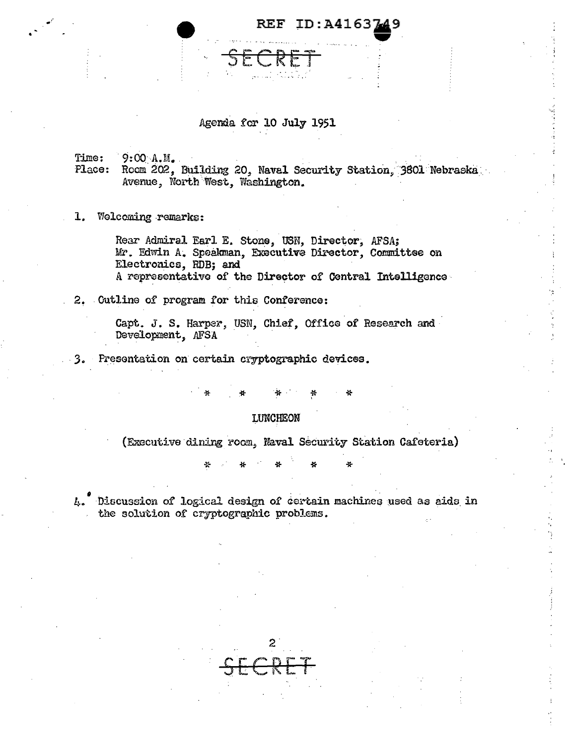REF ID:A4163749

~~SECRET~~

## Agenda for 10 July 1951

Time: 9:00 A.M.
Place: Room 202, Building 20, Naval Security Station, 3801 Nebraska Avenue, North West, Washington.

1. Welcoming remarks:

   Rear Admiral Earl E. Stone, USN, Director, AFSA;
   Mr. Edwin A. Speakman, Executive Director, Committee on Electronics, RDB; and
   A representative of the Director of Central Intelligence

2. Outline of program for this Conference:

   Capt. J. S. Harper, USN, Chief, Office of Research and Development, AFSA

3. Presentation on certain cryptographic devices.

\*  \*  \*  \*  \*

LUNCHEON

(Executive dining room, Naval Security Station Cafeteria)

\*  \*  \*  \*  \*

4. Discussion of logical design of certain machines used as aids in the solution of cryptographic problems.

~~SECRET~~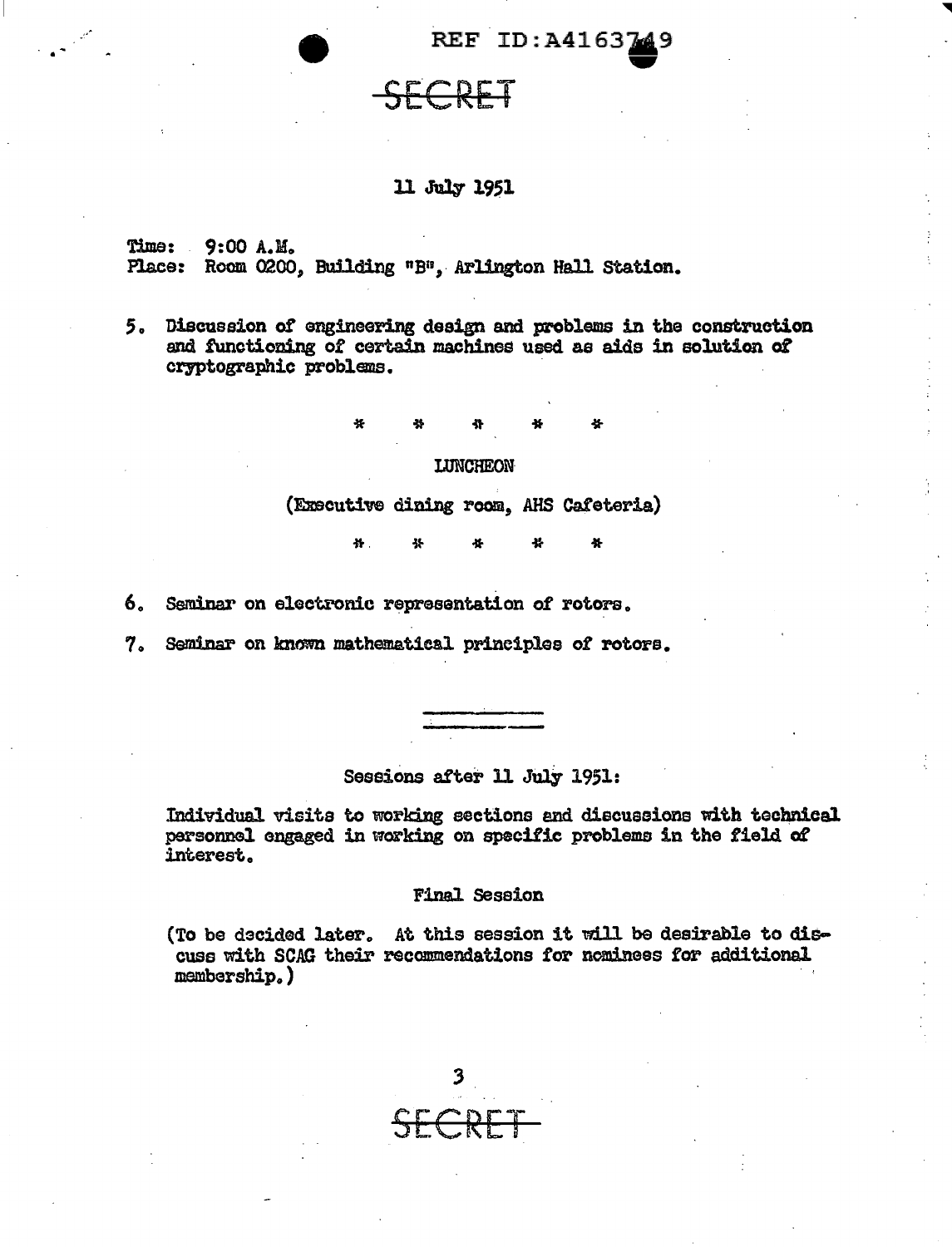SECRET

11 July 1951

Time: 9:00 A.M.
Place: Room 0200, Building "B", Arlington Hall Station.

5. Discussion of engineering design and problems in the construction and functioning of certain machines used as aids in solution of cryptographic problems.

\* \* \* \* \*

LUNCHEON

(Executive dining room, AHS Cafeteria)

\* \* \* \* \*

6. Seminar on electronic representation of rotors.

7. Seminar on known mathematical principles of rotors.

---

Sessions after 11 July 1951:

Individual visits to working sections and discussions with technical personnel engaged in working on specific problems in the field of interest.

Final Session

(To be decided later. At this session it will be desirable to discuss with SCAG their recommendations for nominees for additional membership.)

SECRET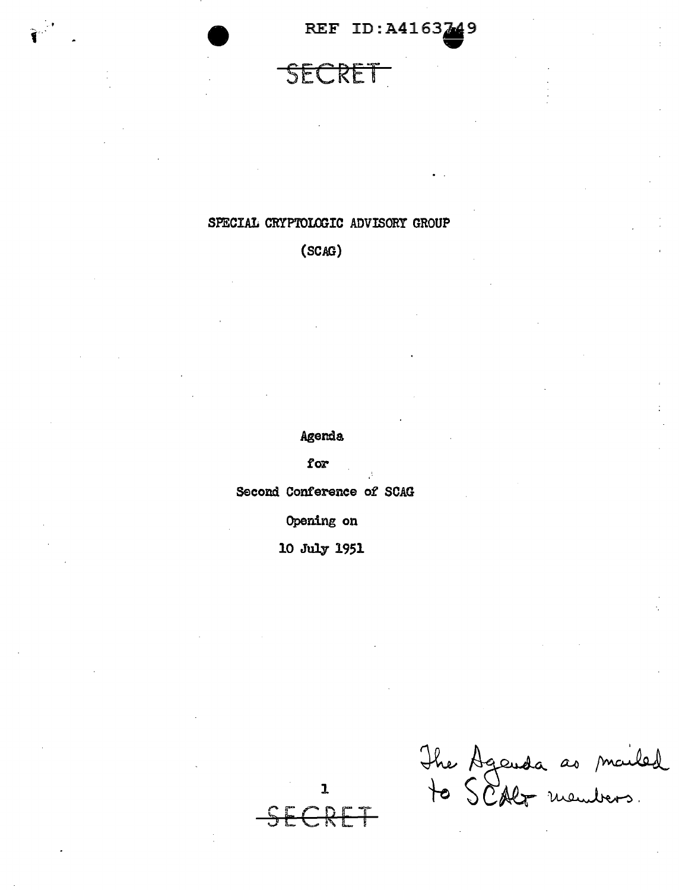REF ID:A4163749

~~SECRET~~

SPECIAL CRYPTOLOGIC ADVISORY GROUP

(SCAG)

Agenda

for

Second Conference of SCAG

Opening on

10 July 1951

The Agenda as mailed to SCAG members.

~~SECRET~~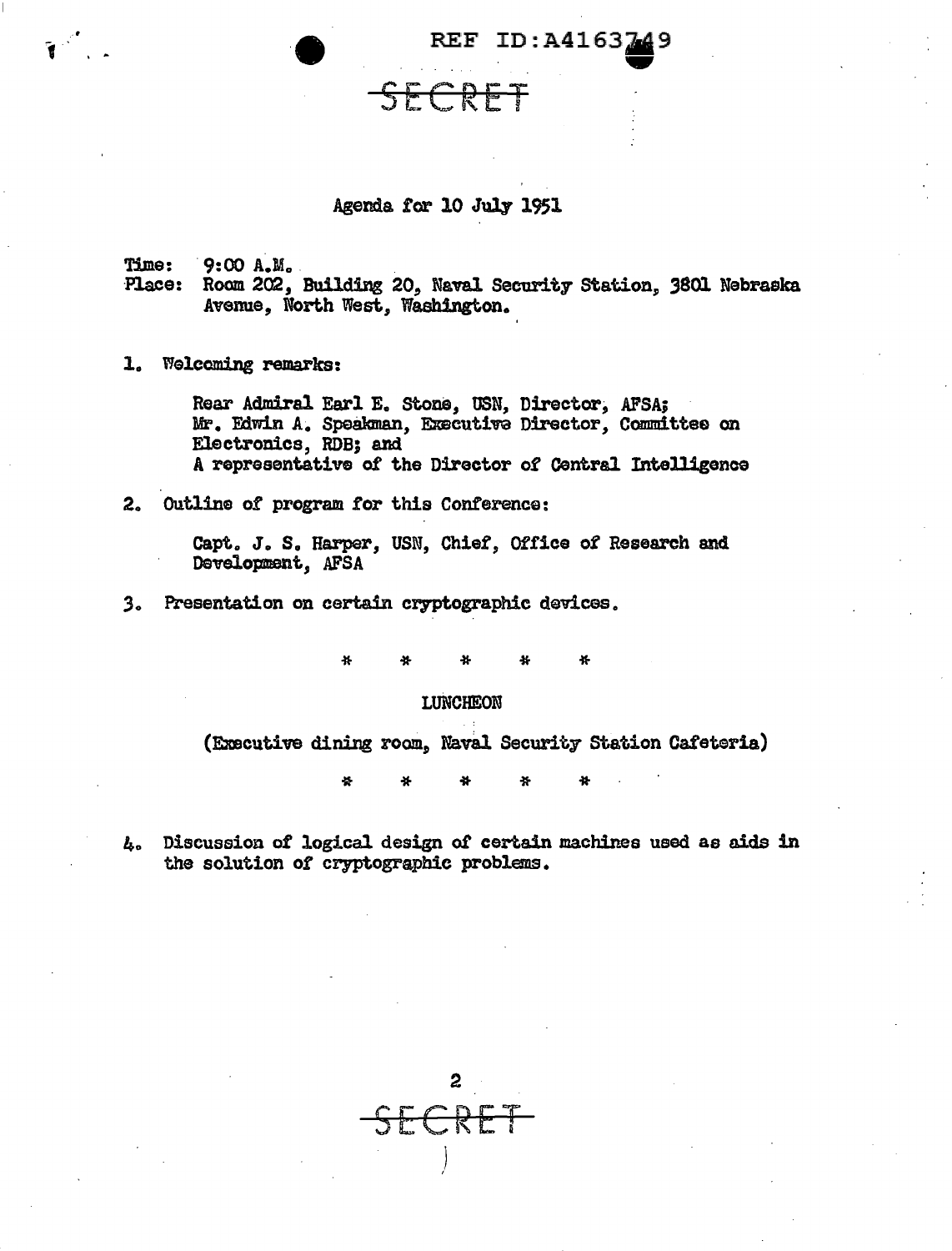REF ID:A4163749

SECRET

## Agenda for 10 July 1951

Time: 9:00 A.M.
Place: Room 202, Building 20, Naval Security Station, 3801 Nebraska Avenue, North West, Washington.

1. Welcoming remarks:

   Rear Admiral Earl E. Stone, USN, Director, AFSA;
   Mr. Edwin A. Speakman, Executive Director, Committee on Electronics, RDB; and
   A representative of the Director of Central Intelligence

2. Outline of program for this Conference:

   Capt. J. S. Harper, USN, Chief, Office of Research and Development, AFSA

3. Presentation on certain cryptographic devices.

\* \* \* \* \*

LUNCHEON

(Executive dining room, Naval Security Station Cafeteria)

\* \* \* \* \*

4. Discussion of logical design of certain machines used as aids in the solution of cryptographic problems.

SECRET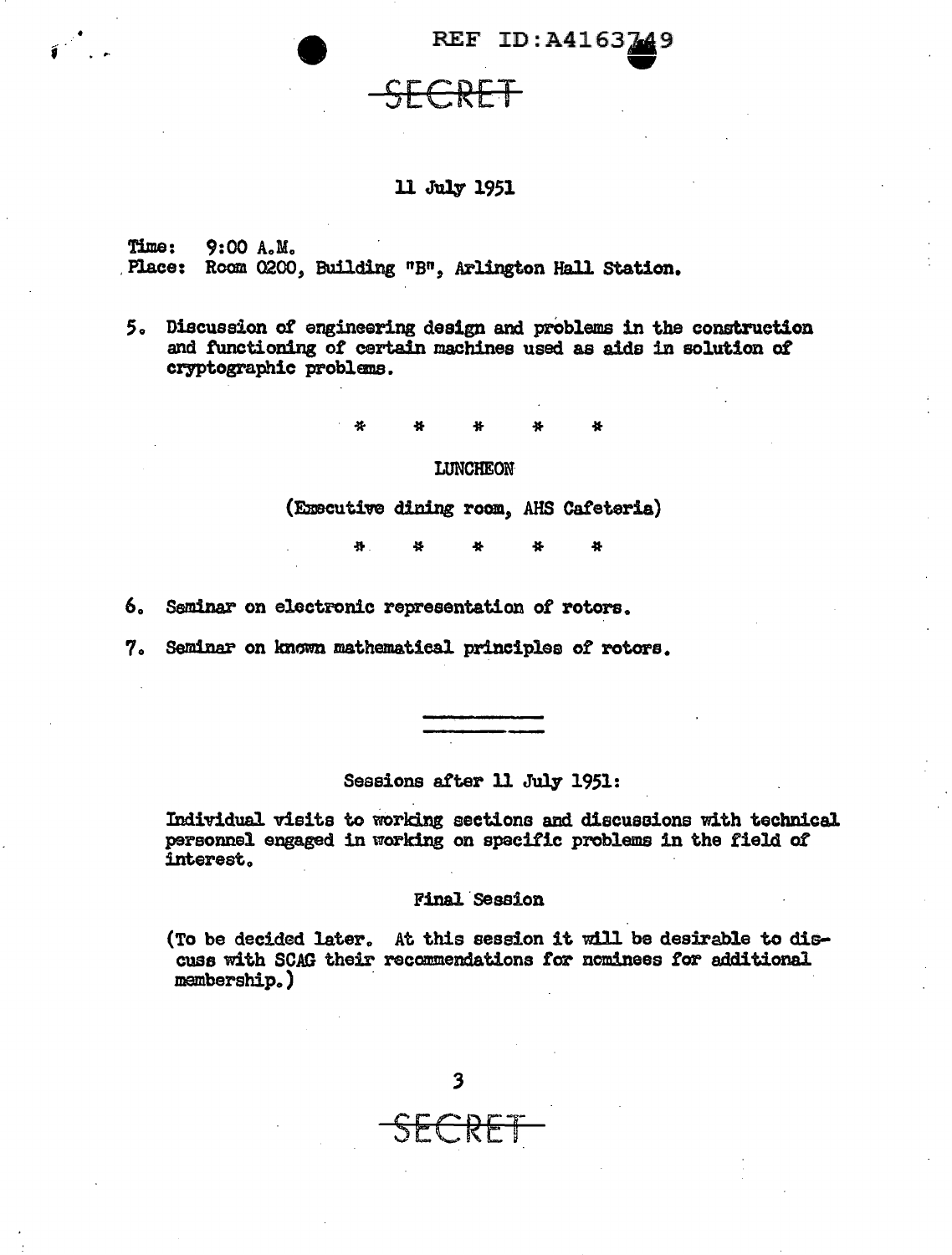REF ID:A4163749

SECRET

11 July 1951

Time: 9:00 A.M.
Place: Room 0200, Building "B", Arlington Hall Station.

5. Discussion of engineering design and problems in the construction and functioning of certain machines used as aids in solution of cryptographic problems.

\* \* \* \* \*

LUNCHEON

(Executive dining room, AHS Cafeteria)

\* \* \* \* \*

6. Seminar on electronic representation of rotors.

7. Seminar on known mathematical principles of rotors.

---

Sessions after 11 July 1951:

Individual visits to working sections and discussions with technical personnel engaged in working on specific problems in the field of interest.

Final Session

(To be decided later. At this session it will be desirable to discuss with SCAG their recommendations for nominees for additional membership.)

SECRET